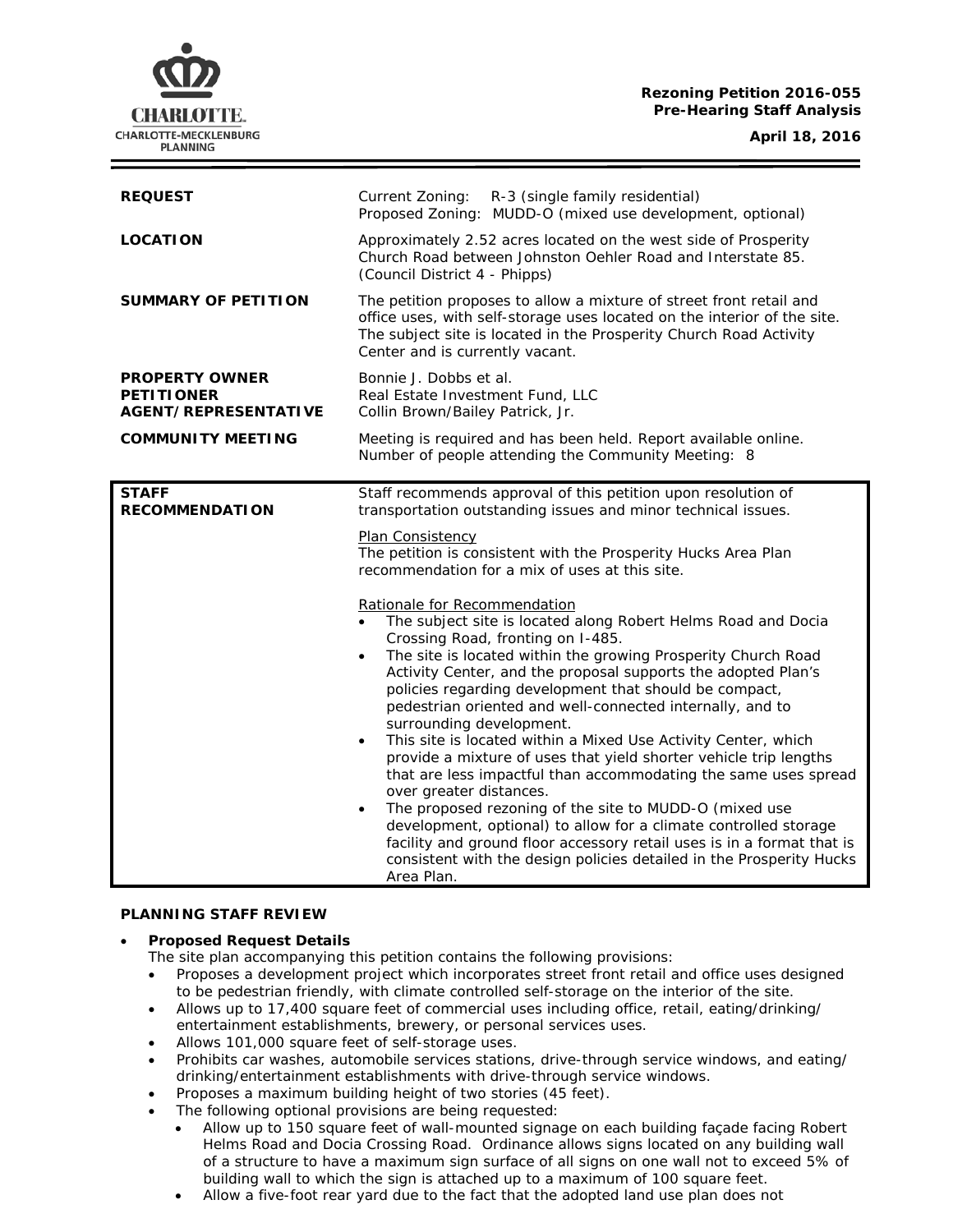**Rezoning Petition 2016-055**
**Pre-Hearing Staff Analysis**

**April 18, 2016**

| | |
|---|---|
| **REQUEST** | Current Zoning: R-3 (single family residential)<br>Proposed Zoning: MUDD-O (mixed use development, optional) |
| **LOCATION** | Approximately 2.52 acres located on the west side of Prosperity Church Road between Johnston Oehler Road and Interstate 85. (Council District 4 - Phipps) |
| **SUMMARY OF PETITION** | The petition proposes to allow a mixture of street front retail and office uses, with self-storage uses located on the interior of the site. The subject site is located in the Prosperity Church Road Activity Center and is currently vacant. |
| **PROPERTY OWNER**<br>**PETITIONER**<br>**AGENT/REPRESENTATIVE** | Bonnie J. Dobbs et al.<br>Real Estate Investment Fund, LLC<br>Collin Brown/Bailey Patrick, Jr. |
| **COMMUNITY MEETING** | Meeting is required and has been held. Report available online.<br>Number of people attending the Community Meeting: 8 |

| | |
|---|---|
| **STAFF RECOMMENDATION** | Staff recommends approval of this petition upon resolution of transportation outstanding issues and minor technical issues.<br><br>Plan Consistency<br>The petition is consistent with the Prosperity Hucks Area Plan recommendation for a mix of uses at this site.<br><br>Rationale for Recommendation<br>• The subject site is located along Robert Helms Road and Docia Crossing Road, fronting on I-485.<br>• The site is located within the growing Prosperity Church Road Activity Center, and the proposal supports the adopted Plan's policies regarding development that should be compact, pedestrian oriented and well-connected internally, and to surrounding development.<br>• This site is located within a Mixed Use Activity Center, which provide a mixture of uses that yield shorter vehicle trip lengths that are less impactful than accommodating the same uses spread over greater distances.<br>• The proposed rezoning of the site to MUDD-O (mixed use development, optional) to allow for a climate controlled storage facility and ground floor accessory retail uses is in a format that is consistent with the design policies detailed in the Prosperity Hucks Area Plan. |

**PLANNING STAFF REVIEW**

- **Proposed Request Details**
  The site plan accompanying this petition contains the following provisions:
  - Proposes a development project which incorporates street front retail and office uses designed to be pedestrian friendly, with climate controlled self-storage on the interior of the site.
  - Allows up to 17,400 square feet of commercial uses including office, retail, eating/drinking/entertainment establishments, brewery, or personal services uses.
  - Allows 101,000 square feet of self-storage uses.
  - Prohibits car washes, automobile services stations, drive-through service windows, and eating/drinking/entertainment establishments with drive-through service windows.
  - Proposes a maximum building height of two stories (45 feet).
  - The following optional provisions are being requested:
    - Allow up to 150 square feet of wall-mounted signage on each building façade facing Robert Helms Road and Docia Crossing Road. Ordinance allows signs located on any building wall of a structure to have a maximum sign surface of all signs on one wall not to exceed 5% of building wall to which the sign is attached up to a maximum of 100 square feet.
    - Allow a five-foot rear yard due to the fact that the adopted land use plan does not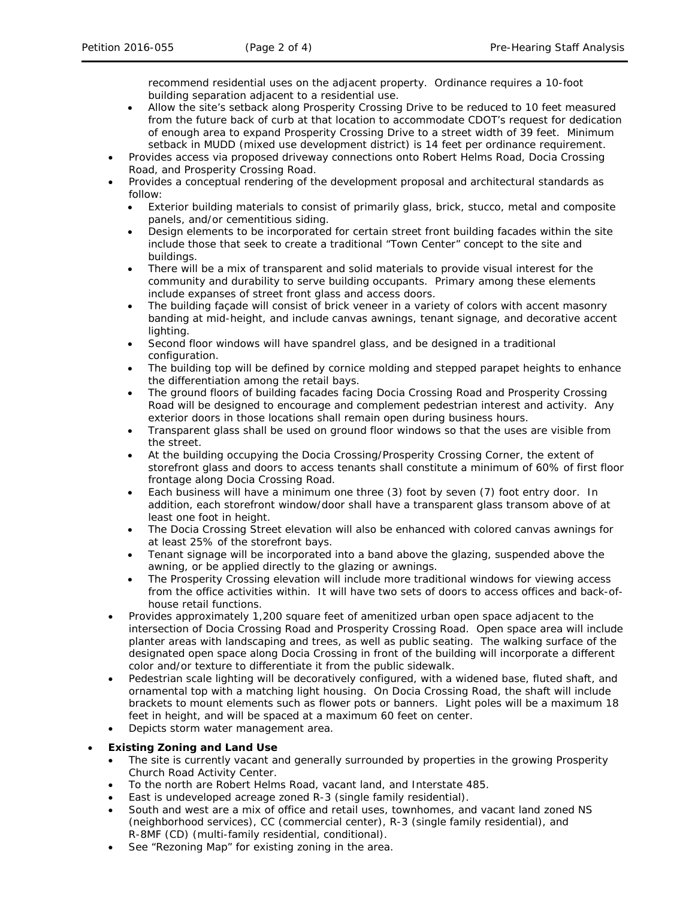recommend residential uses on the adjacent property. Ordinance requires a 10-foot building separation adjacent to a residential use.
    - Allow the site's setback along Prosperity Crossing Drive to be reduced to 10 feet measured from the future back of curb at that location to accommodate CDOT's request for dedication of enough area to expand Prosperity Crossing Drive to a street width of 39 feet. Minimum setback in MUDD (mixed use development district) is 14 feet per ordinance requirement.
  - Provides access via proposed driveway connections onto Robert Helms Road, Docia Crossing Road, and Prosperity Crossing Road.
  - Provides a conceptual rendering of the development proposal and architectural standards as follow:
    - Exterior building materials to consist of primarily glass, brick, stucco, metal and composite panels, and/or cementitious siding.
    - Design elements to be incorporated for certain street front building facades within the site include those that seek to create a traditional "Town Center" concept to the site and buildings.
    - There will be a mix of transparent and solid materials to provide visual interest for the community and durability to serve building occupants. Primary among these elements include expanses of street front glass and access doors.
    - The building façade will consist of brick veneer in a variety of colors with accent masonry banding at mid-height, and include canvas awnings, tenant signage, and decorative accent lighting.
    - Second floor windows will have spandrel glass, and be designed in a traditional configuration.
    - The building top will be defined by cornice molding and stepped parapet heights to enhance the differentiation among the retail bays.
    - The ground floors of building facades facing Docia Crossing Road and Prosperity Crossing Road will be designed to encourage and complement pedestrian interest and activity. Any exterior doors in those locations shall remain open during business hours.
    - Transparent glass shall be used on ground floor windows so that the uses are visible from the street.
    - At the building occupying the Docia Crossing/Prosperity Crossing Corner, the extent of storefront glass and doors to access tenants shall constitute a minimum of 60% of first floor frontage along Docia Crossing Road.
    - Each business will have a minimum one three (3) foot by seven (7) foot entry door. In addition, each storefront window/door shall have a transparent glass transom above of at least one foot in height.
    - The Docia Crossing Street elevation will also be enhanced with colored canvas awnings for at least 25% of the storefront bays.
    - Tenant signage will be incorporated into a band above the glazing, suspended above the awning, or be applied directly to the glazing or awnings.
    - The Prosperity Crossing elevation will include more traditional windows for viewing access from the office activities within. It will have two sets of doors to access offices and back-of-house retail functions.
  - Provides approximately 1,200 square feet of amenitized urban open space adjacent to the intersection of Docia Crossing Road and Prosperity Crossing Road. Open space area will include planter areas with landscaping and trees, as well as public seating. The walking surface of the designated open space along Docia Crossing in front of the building will incorporate a different color and/or texture to differentiate it from the public sidewalk.
  - Pedestrian scale lighting will be decoratively configured, with a widened base, fluted shaft, and ornamental top with a matching light housing. On Docia Crossing Road, the shaft will include brackets to mount elements such as flower pots or banners. Light poles will be a maximum 18 feet in height, and will be spaced at a maximum 60 feet on center.
  - Depicts storm water management area.

- **Existing Zoning and Land Use**
  - The site is currently vacant and generally surrounded by properties in the growing Prosperity Church Road Activity Center.
  - To the north are Robert Helms Road, vacant land, and Interstate 485.
  - East is undeveloped acreage zoned R-3 (single family residential).
  - South and west are a mix of office and retail uses, townhomes, and vacant land zoned NS (neighborhood services), CC (commercial center), R-3 (single family residential), and R-8MF (CD) (multi-family residential, conditional).
  - See "Rezoning Map" for existing zoning in the area.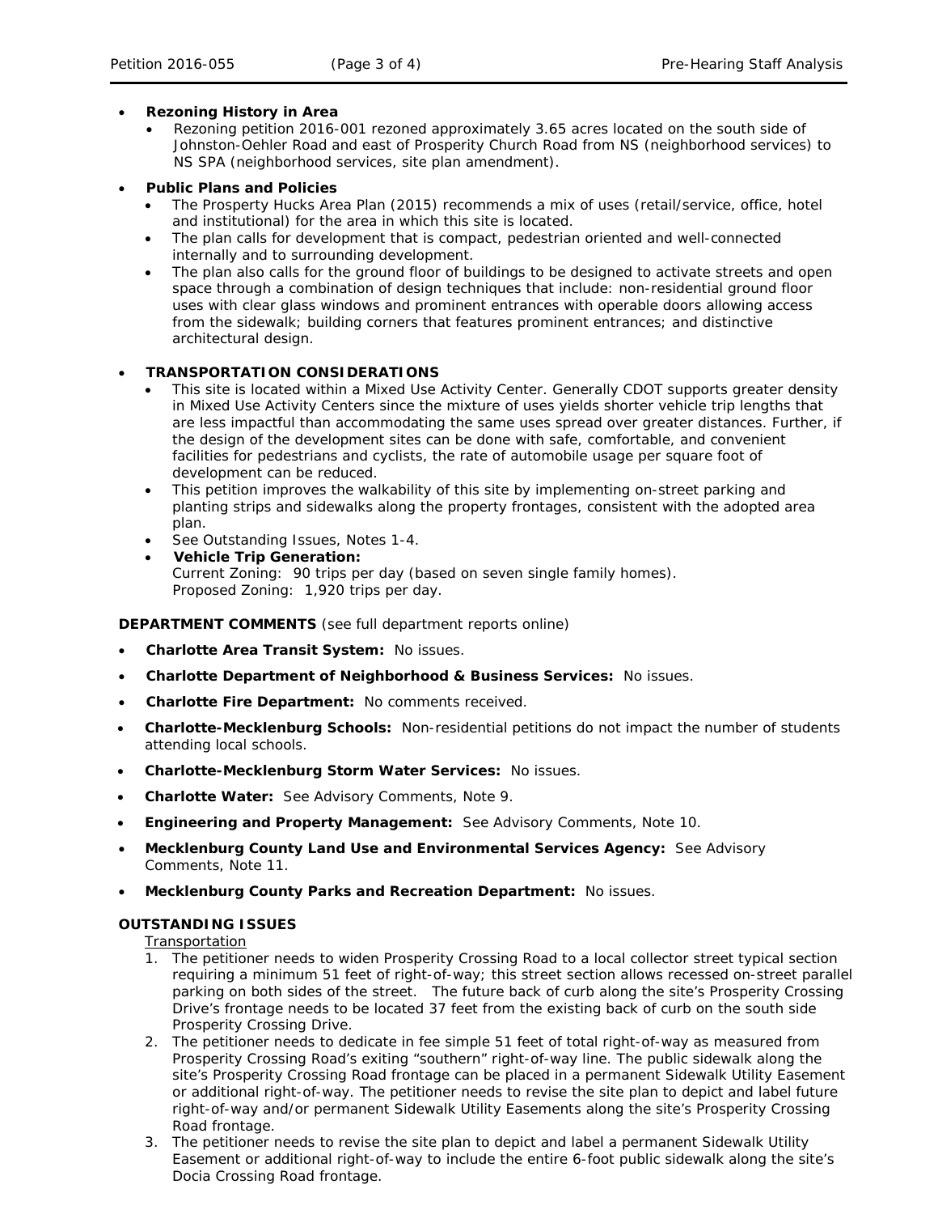- **Rezoning History in Area**
  - Rezoning petition 2016-001 rezoned approximately 3.65 acres located on the south side of Johnston-Oehler Road and east of Prosperity Church Road from NS (neighborhood services) to NS SPA (neighborhood services, site plan amendment).

- **Public Plans and Policies**
  - The Prosperity Hucks Area Plan (2015) recommends a mix of uses (retail/service, office, hotel and institutional) for the area in which this site is located.
  - The plan calls for development that is compact, pedestrian oriented and well-connected internally and to surrounding development.
  - The plan also calls for the ground floor of buildings to be designed to activate streets and open space through a combination of design techniques that include: non-residential ground floor uses with clear glass windows and prominent entrances with operable doors allowing access from the sidewalk; building corners that features prominent entrances; and distinctive architectural design.

- **TRANSPORTATION CONSIDERATIONS**
  - This site is located within a Mixed Use Activity Center. Generally CDOT supports greater density in Mixed Use Activity Centers since the mixture of uses yields shorter vehicle trip lengths that are less impactful than accommodating the same uses spread over greater distances. Further, if the design of the development sites can be done with safe, comfortable, and convenient facilities for pedestrians and cyclists, the rate of automobile usage per square foot of development can be reduced.
  - This petition improves the walkability of this site by implementing on-street parking and planting strips and sidewalks along the property frontages, consistent with the adopted area plan.
  - See Outstanding Issues, Notes 1-4.
  - **Vehicle Trip Generation:**  
    Current Zoning: 90 trips per day (based on seven single family homes).  
    Proposed Zoning: 1,920 trips per day.

**DEPARTMENT COMMENTS** (see full department reports online)

- **Charlotte Area Transit System:** No issues.
- **Charlotte Department of Neighborhood & Business Services:** No issues.
- **Charlotte Fire Department:** No comments received.
- **Charlotte-Mecklenburg Schools:** Non-residential petitions do not impact the number of students attending local schools.
- **Charlotte-Mecklenburg Storm Water Services:** No issues.
- **Charlotte Water:** See Advisory Comments, Note 9.
- **Engineering and Property Management:** See Advisory Comments, Note 10.
- **Mecklenburg County Land Use and Environmental Services Agency:** See Advisory Comments, Note 11.
- **Mecklenburg County Parks and Recreation Department:** No issues.

**OUTSTANDING ISSUES**

Transportation

1. The petitioner needs to widen Prosperity Crossing Road to a local collector street typical section requiring a minimum 51 feet of right-of-way; this street section allows recessed on-street parallel parking on both sides of the street. The future back of curb along the site's Prosperity Crossing Drive's frontage needs to be located 37 feet from the existing back of curb on the south side Prosperity Crossing Drive.
2. The petitioner needs to dedicate in fee simple 51 feet of total right-of-way as measured from Prosperity Crossing Road's exiting "southern" right-of-way line. The public sidewalk along the site's Prosperity Crossing Road frontage can be placed in a permanent Sidewalk Utility Easement or additional right-of-way. The petitioner needs to revise the site plan to depict and label future right-of-way and/or permanent Sidewalk Utility Easements along the site's Prosperity Crossing Road frontage.
3. The petitioner needs to revise the site plan to depict and label a permanent Sidewalk Utility Easement or additional right-of-way to include the entire 6-foot public sidewalk along the site's Docia Crossing Road frontage.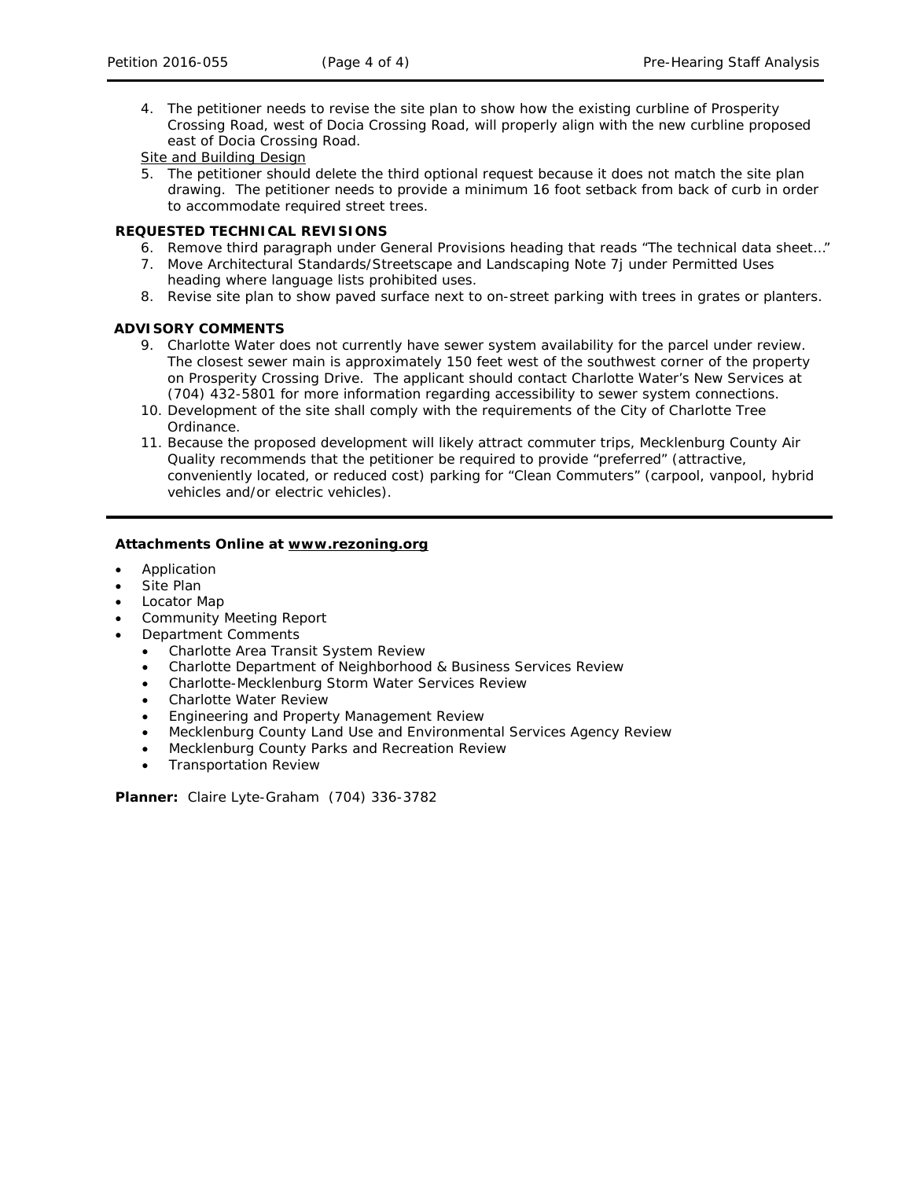4. The petitioner needs to revise the site plan to show how the existing curbline of Prosperity Crossing Road, west of Docia Crossing Road, will properly align with the new curbline proposed east of Docia Crossing Road.

Site and Building Design

5. The petitioner should delete the third optional request because it does not match the site plan drawing. The petitioner needs to provide a minimum 16 foot setback from back of curb in order to accommodate required street trees.

**REQUESTED TECHNICAL REVISIONS**

6. Remove third paragraph under General Provisions heading that reads "The technical data sheet…"
7. Move Architectural Standards/Streetscape and Landscaping Note 7j under Permitted Uses heading where language lists prohibited uses.
8. Revise site plan to show paved surface next to on-street parking with trees in grates or planters.

**ADVISORY COMMENTS**

9. Charlotte Water does not currently have sewer system availability for the parcel under review. The closest sewer main is approximately 150 feet west of the southwest corner of the property on Prosperity Crossing Drive. The applicant should contact Charlotte Water's New Services at (704) 432-5801 for more information regarding accessibility to sewer system connections.
10. Development of the site shall comply with the requirements of the City of Charlotte Tree Ordinance.
11. Because the proposed development will likely attract commuter trips, Mecklenburg County Air Quality recommends that the petitioner be required to provide "preferred" (attractive, conveniently located, or reduced cost) parking for "Clean Commuters" (carpool, vanpool, hybrid vehicles and/or electric vehicles).

---

**Attachments Online at www.rezoning.org**

- Application
- Site Plan
- Locator Map
- Community Meeting Report
- Department Comments
  - Charlotte Area Transit System Review
  - Charlotte Department of Neighborhood & Business Services Review
  - Charlotte-Mecklenburg Storm Water Services Review
  - Charlotte Water Review
  - Engineering and Property Management Review
  - Mecklenburg County Land Use and Environmental Services Agency Review
  - Mecklenburg County Parks and Recreation Review
  - Transportation Review

**Planner:** Claire Lyte-Graham (704) 336-3782